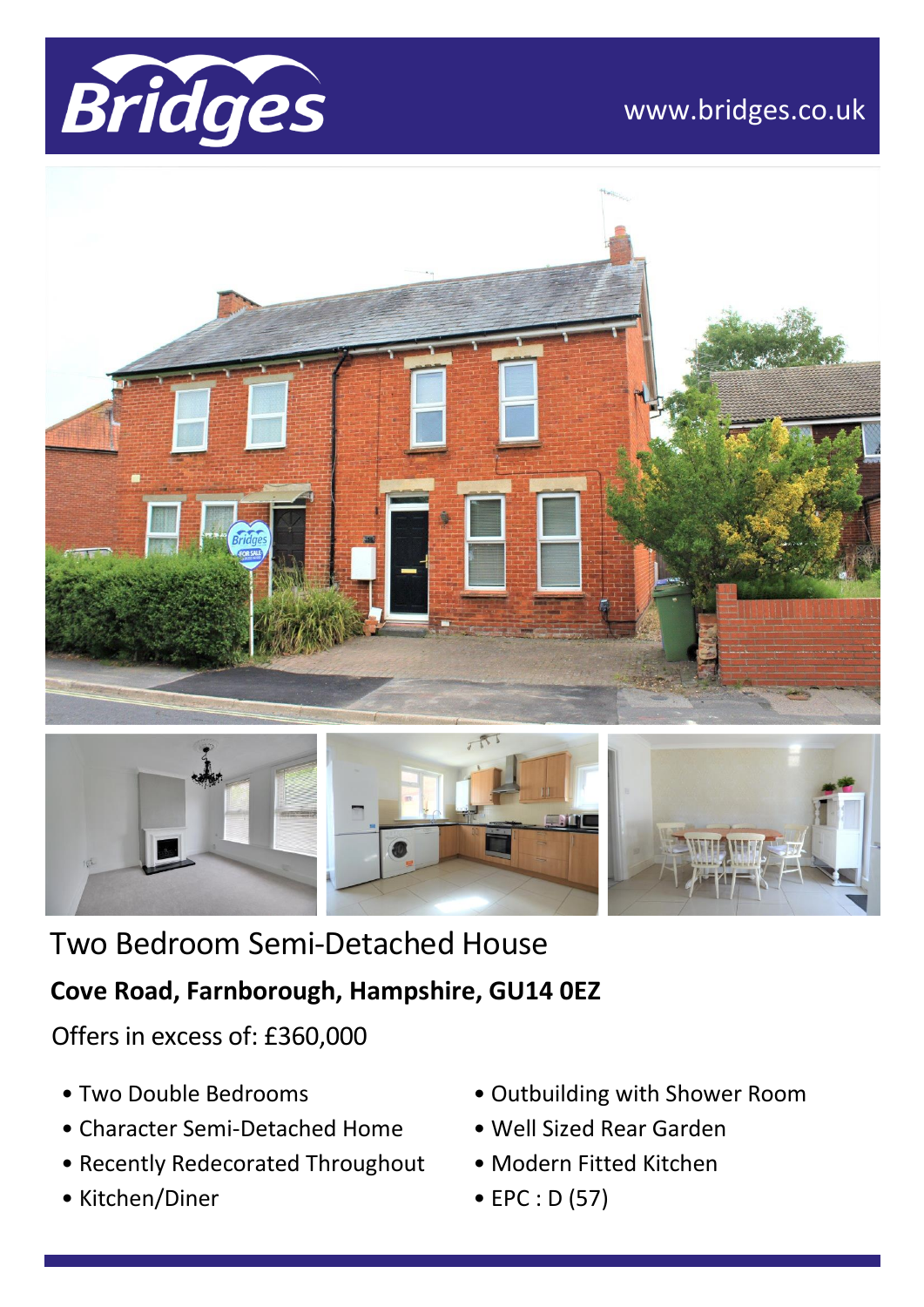Bridges

www.bridges.co.uk

# Two Bedroom Semi-Detached House

**Cove Road, Farnborough, Hampshire, GU14 0EZ**

Offers in excess of: £360,000

- Two Double Bedrooms
- Character Semi-Detached Home
- Recently Redecorated Throughout
- Kitchen/Diner
- Outbuilding with Shower Room
- Well Sized Rear Garden
- Modern Fitted Kitchen
- EPC : D (57)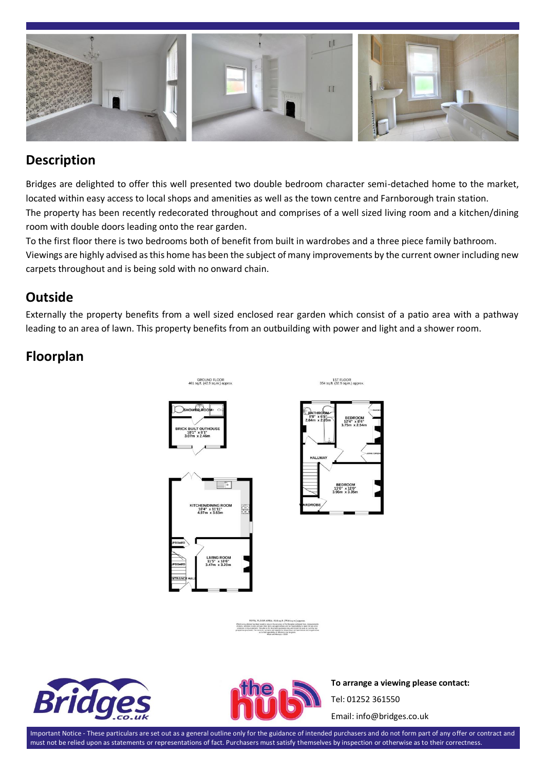## Description

Bridges are delighted to offer this well presented two double bedroom character semi-detached home to the market, located within easy access to local shops and amenities as well as the town centre and Farnborough train station.

The property has been recently redecorated throughout and comprises of a well sized living room and a kitchen/dining room with double doors leading onto the rear garden.

To the first floor there is two bedrooms both of benefit from built in wardrobes and a three piece family bathroom.

Viewings are highly advised as this home has been the subject of many improvements by the current owner including new carpets throughout and is being sold with no onward chain.

## Outside

Externally the property benefits from a well sized enclosed rear garden which consist of a patio area with a pathway leading to an area of lawn. This property benefits from an outbuilding with power and light and a shower room.

## Floorplan

GROUND FLOOR
461 sq.ft. (42.9 sq.m.) approx.

SHOWER ROOM

BRICK BUILT OUTHOUSE
10'1" x 8'1"
3.07m x 2.46m

KITCHEN/DINING ROOM
16'4" x 11'11"
4.97m x 3.63m

CUPBOARD

CUPBOARD

ENTRANCE HALL

LIVING ROOM
11'5" x 10'6"
3.47m x 3.20m

1ST FLOOR
354 sq.ft. (32.9 sq.m.) approx.

BATHROOM
8'8" x 6'8"
2.64m x 2.03m

BEDROOM
12'4" x 8'4"
3.75m x 2.54m

HALLWAY

BEDROOM
13'0" x 11'0"
3.96m x 3.35m

WARDROBE

TOTAL FLOOR AREA: 816 sq.ft. (75.8 sq.m.) approx.

**To arrange a viewing please contact:**

Tel: 01252 361550

Email: info@bridges.co.uk

Important Notice - These particulars are set out as a general outline only for the guidance of intended purchasers and do not form part of any offer or contract and must not be relied upon as statements or representations of fact. Purchasers must satisfy themselves by inspection or otherwise as to their correctness.